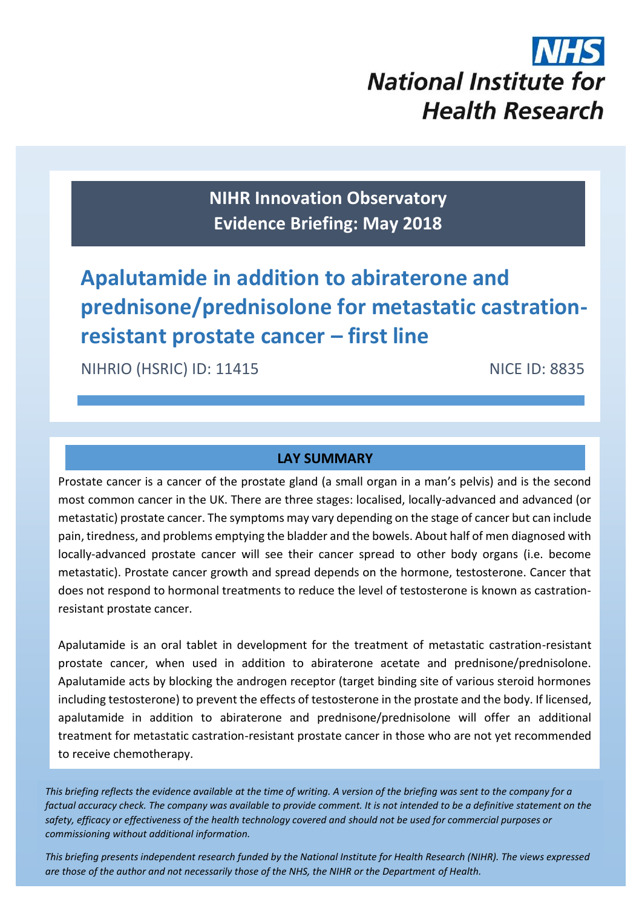NHS
National Institute for Health Research

**NIHR Innovation Observatory**
**Evidence Briefing: May 2018**

# Apalutamide in addition to abiraterone and prednisone/prednisolone for metastatic castration-resistant prostate cancer – first line

NIHRIO (HSRIC) ID: 11415 NICE ID: 8835

## LAY SUMMARY

Prostate cancer is a cancer of the prostate gland (a small organ in a man's pelvis) and is the second most common cancer in the UK. There are three stages: localised, locally-advanced and advanced (or metastatic) prostate cancer. The symptoms may vary depending on the stage of cancer but can include pain, tiredness, and problems emptying the bladder and the bowels. About half of men diagnosed with locally-advanced prostate cancer will see their cancer spread to other body organs (i.e. become metastatic). Prostate cancer growth and spread depends on the hormone, testosterone. Cancer that does not respond to hormonal treatments to reduce the level of testosterone is known as castration-resistant prostate cancer.

Apalutamide is an oral tablet in development for the treatment of metastatic castration-resistant prostate cancer, when used in addition to abiraterone acetate and prednisone/prednisolone. Apalutamide acts by blocking the androgen receptor (target binding site of various steroid hormones including testosterone) to prevent the effects of testosterone in the prostate and the body. If licensed, apalutamide in addition to abiraterone and prednisone/prednisolone will offer an additional treatment for metastatic castration-resistant prostate cancer in those who are not yet recommended to receive chemotherapy.

*This briefing reflects the evidence available at the time of writing. A version of the briefing was sent to the company for a factual accuracy check. The company was available to provide comment. It is not intended to be a definitive statement on the safety, efficacy or effectiveness of the health technology covered and should not be used for commercial purposes or commissioning without additional information.*

*This briefing presents independent research funded by the National Institute for Health Research (NIHR). The views expressed are those of the author and not necessarily those of the NHS, the NIHR or the Department of Health.*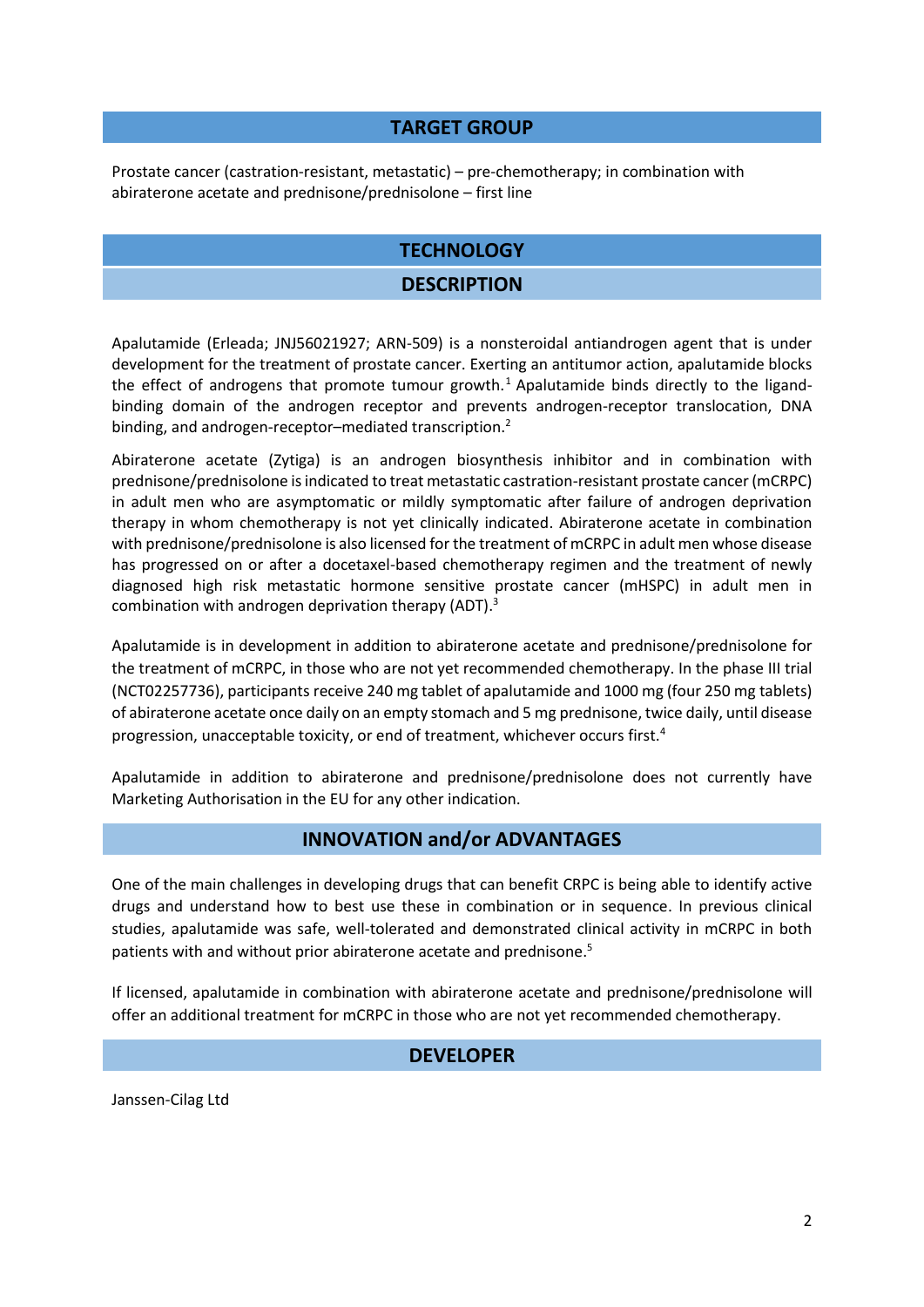## TARGET GROUP

Prostate cancer (castration-resistant, metastatic) – pre-chemotherapy; in combination with abiraterone acetate and prednisone/prednisolone – first line

## TECHNOLOGY

### DESCRIPTION

Apalutamide (Erleada; JNJ56021927; ARN-509) is a nonsteroidal antiandrogen agent that is under development for the treatment of prostate cancer. Exerting an antitumor action, apalutamide blocks the effect of androgens that promote tumour growth.[1] Apalutamide binds directly to the ligand-binding domain of the androgen receptor and prevents androgen-receptor translocation, DNA binding, and androgen-receptor–mediated transcription.[2]

Abiraterone acetate (Zytiga) is an androgen biosynthesis inhibitor and in combination with prednisone/prednisolone is indicated to treat metastatic castration-resistant prostate cancer (mCRPC) in adult men who are asymptomatic or mildly symptomatic after failure of androgen deprivation therapy in whom chemotherapy is not yet clinically indicated. Abiraterone acetate in combination with prednisone/prednisolone is also licensed for the treatment of mCRPC in adult men whose disease has progressed on or after a docetaxel-based chemotherapy regimen and the treatment of newly diagnosed high risk metastatic hormone sensitive prostate cancer (mHSPC) in adult men in combination with androgen deprivation therapy (ADT).[3]

Apalutamide is in development in addition to abiraterone acetate and prednisone/prednisolone for the treatment of mCRPC, in those who are not yet recommended chemotherapy. In the phase III trial (NCT02257736), participants receive 240 mg tablet of apalutamide and 1000 mg (four 250 mg tablets) of abiraterone acetate once daily on an empty stomach and 5 mg prednisone, twice daily, until disease progression, unacceptable toxicity, or end of treatment, whichever occurs first.[4]

Apalutamide in addition to abiraterone and prednisone/prednisolone does not currently have Marketing Authorisation in the EU for any other indication.

### INNOVATION and/or ADVANTAGES

One of the main challenges in developing drugs that can benefit CRPC is being able to identify active drugs and understand how to best use these in combination or in sequence. In previous clinical studies, apalutamide was safe, well-tolerated and demonstrated clinical activity in mCRPC in both patients with and without prior abiraterone acetate and prednisone.[5]

If licensed, apalutamide in combination with abiraterone acetate and prednisone/prednisolone will offer an additional treatment for mCRPC in those who are not yet recommended chemotherapy.

### DEVELOPER

Janssen-Cilag Ltd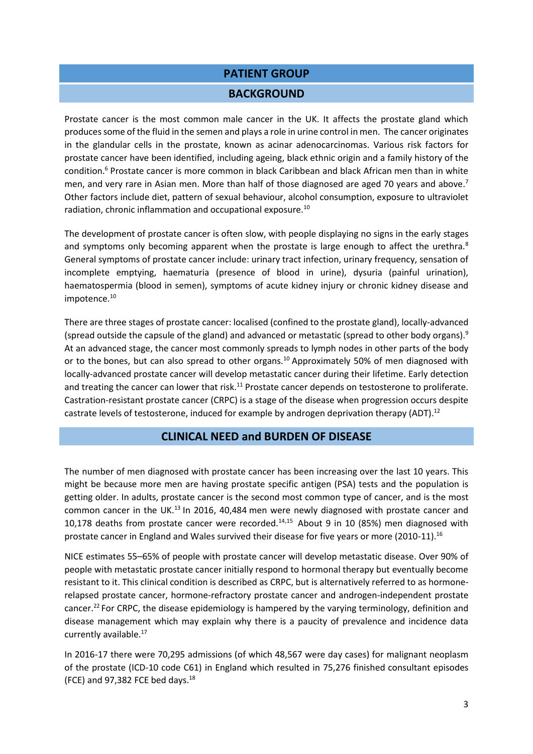## PATIENT GROUP

### BACKGROUND

Prostate cancer is the most common male cancer in the UK. It affects the prostate gland which produces some of the fluid in the semen and plays a role in urine control in men. The cancer originates in the glandular cells in the prostate, known as acinar adenocarcinomas. Various risk factors for prostate cancer have been identified, including ageing, black ethnic origin and a family history of the condition.[6] Prostate cancer is more common in black Caribbean and black African men than in white men, and very rare in Asian men. More than half of those diagnosed are aged 70 years and above.[7] Other factors include diet, pattern of sexual behaviour, alcohol consumption, exposure to ultraviolet radiation, chronic inflammation and occupational exposure.[10]

The development of prostate cancer is often slow, with people displaying no signs in the early stages and symptoms only becoming apparent when the prostate is large enough to affect the urethra.[8] General symptoms of prostate cancer include: urinary tract infection, urinary frequency, sensation of incomplete emptying, haematuria (presence of blood in urine), dysuria (painful urination), haematospermia (blood in semen), symptoms of acute kidney injury or chronic kidney disease and impotence.[10]

There are three stages of prostate cancer: localised (confined to the prostate gland), locally-advanced (spread outside the capsule of the gland) and advanced or metastatic (spread to other body organs).[9] At an advanced stage, the cancer most commonly spreads to lymph nodes in other parts of the body or to the bones, but can also spread to other organs.[10] Approximately 50% of men diagnosed with locally-advanced prostate cancer will develop metastatic cancer during their lifetime. Early detection and treating the cancer can lower that risk.[11] Prostate cancer depends on testosterone to proliferate. Castration-resistant prostate cancer (CRPC) is a stage of the disease when progression occurs despite castrate levels of testosterone, induced for example by androgen deprivation therapy (ADT).[12]

### CLINICAL NEED and BURDEN OF DISEASE

The number of men diagnosed with prostate cancer has been increasing over the last 10 years. This might be because more men are having prostate specific antigen (PSA) tests and the population is getting older. In adults, prostate cancer is the second most common type of cancer, and is the most common cancer in the UK.[13] In 2016, 40,484 men were newly diagnosed with prostate cancer and 10,178 deaths from prostate cancer were recorded.[14,15] About 9 in 10 (85%) men diagnosed with prostate cancer in England and Wales survived their disease for five years or more (2010-11).[16]

NICE estimates 55–65% of people with prostate cancer will develop metastatic disease. Over 90% of people with metastatic prostate cancer initially respond to hormonal therapy but eventually become resistant to it. This clinical condition is described as CRPC, but is alternatively referred to as hormone-relapsed prostate cancer, hormone-refractory prostate cancer and androgen-independent prostate cancer.[22] For CRPC, the disease epidemiology is hampered by the varying terminology, definition and disease management which may explain why there is a paucity of prevalence and incidence data currently available.[17]

In 2016-17 there were 70,295 admissions (of which 48,567 were day cases) for malignant neoplasm of the prostate (ICD-10 code C61) in England which resulted in 75,276 finished consultant episodes (FCE) and 97,382 FCE bed days.[18]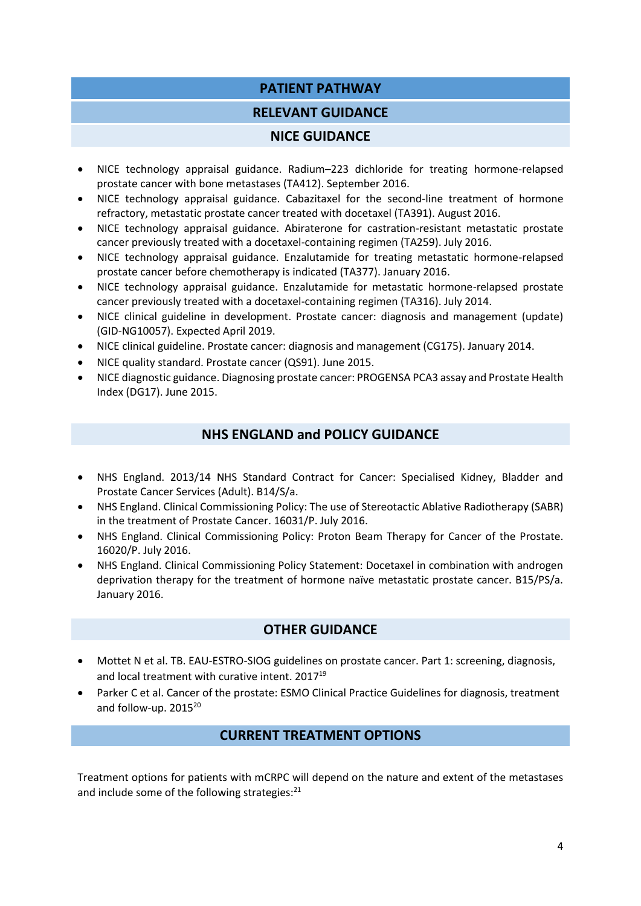## PATIENT PATHWAY

### RELEVANT GUIDANCE

### NICE GUIDANCE

- NICE technology appraisal guidance. Radium–223 dichloride for treating hormone-relapsed prostate cancer with bone metastases (TA412). September 2016.
- NICE technology appraisal guidance. Cabazitaxel for the second-line treatment of hormone refractory, metastatic prostate cancer treated with docetaxel (TA391). August 2016.
- NICE technology appraisal guidance. Abiraterone for castration-resistant metastatic prostate cancer previously treated with a docetaxel-containing regimen (TA259). July 2016.
- NICE technology appraisal guidance. Enzalutamide for treating metastatic hormone-relapsed prostate cancer before chemotherapy is indicated (TA377). January 2016.
- NICE technology appraisal guidance. Enzalutamide for metastatic hormone-relapsed prostate cancer previously treated with a docetaxel-containing regimen (TA316). July 2014.
- NICE clinical guideline in development. Prostate cancer: diagnosis and management (update) (GID-NG10057). Expected April 2019.
- NICE clinical guideline. Prostate cancer: diagnosis and management (CG175). January 2014.
- NICE quality standard. Prostate cancer (QS91). June 2015.
- NICE diagnostic guidance. Diagnosing prostate cancer: PROGENSA PCA3 assay and Prostate Health Index (DG17). June 2015.

### NHS ENGLAND and POLICY GUIDANCE

- NHS England. 2013/14 NHS Standard Contract for Cancer: Specialised Kidney, Bladder and Prostate Cancer Services (Adult). B14/S/a.
- NHS England. Clinical Commissioning Policy: The use of Stereotactic Ablative Radiotherapy (SABR) in the treatment of Prostate Cancer. 16031/P. July 2016.
- NHS England. Clinical Commissioning Policy: Proton Beam Therapy for Cancer of the Prostate. 16020/P. July 2016.
- NHS England. Clinical Commissioning Policy Statement: Docetaxel in combination with androgen deprivation therapy for the treatment of hormone naïve metastatic prostate cancer. B15/PS/a. January 2016.

### OTHER GUIDANCE

- Mottet N et al. TB. EAU-ESTRO-SIOG guidelines on prostate cancer. Part 1: screening, diagnosis, and local treatment with curative intent. 2017[19]
- Parker C et al. Cancer of the prostate: ESMO Clinical Practice Guidelines for diagnosis, treatment and follow-up. 2015[20]

## CURRENT TREATMENT OPTIONS

Treatment options for patients with mCRPC will depend on the nature and extent of the metastases and include some of the following strategies:[21]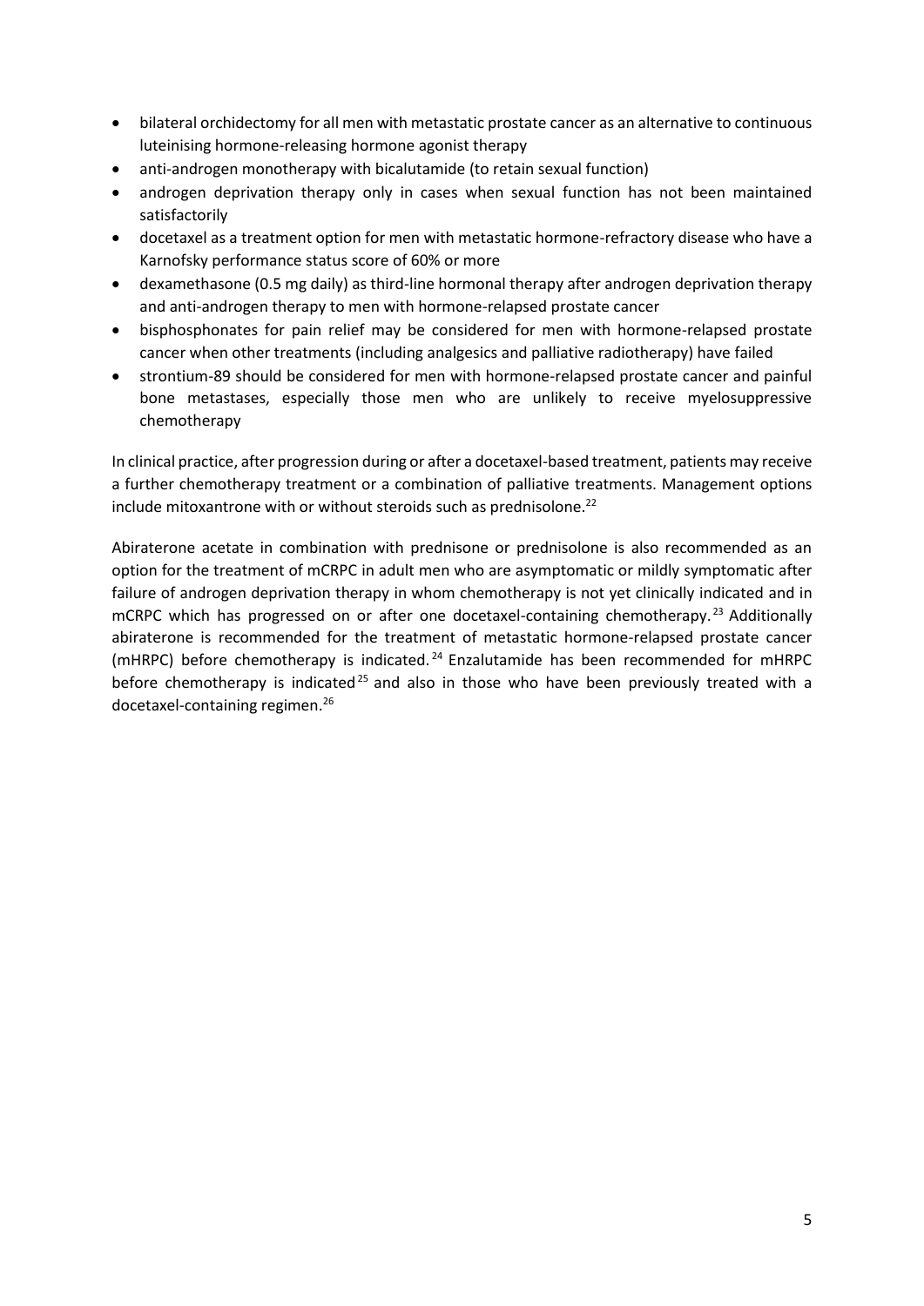- bilateral orchidectomy for all men with metastatic prostate cancer as an alternative to continuous luteinising hormone-releasing hormone agonist therapy
- anti-androgen monotherapy with bicalutamide (to retain sexual function)
- androgen deprivation therapy only in cases when sexual function has not been maintained satisfactorily
- docetaxel as a treatment option for men with metastatic hormone-refractory disease who have a Karnofsky performance status score of 60% or more
- dexamethasone (0.5 mg daily) as third-line hormonal therapy after androgen deprivation therapy and anti-androgen therapy to men with hormone-relapsed prostate cancer
- bisphosphonates for pain relief may be considered for men with hormone-relapsed prostate cancer when other treatments (including analgesics and palliative radiotherapy) have failed
- strontium-89 should be considered for men with hormone-relapsed prostate cancer and painful bone metastases, especially those men who are unlikely to receive myelosuppressive chemotherapy

In clinical practice, after progression during or after a docetaxel-based treatment, patients may receive a further chemotherapy treatment or a combination of palliative treatments. Management options include mitoxantrone with or without steroids such as prednisolone.[22]

Abiraterone acetate in combination with prednisone or prednisolone is also recommended as an option for the treatment of mCRPC in adult men who are asymptomatic or mildly symptomatic after failure of androgen deprivation therapy in whom chemotherapy is not yet clinically indicated and in mCRPC which has progressed on or after one docetaxel-containing chemotherapy.[23] Additionally abiraterone is recommended for the treatment of metastatic hormone-relapsed prostate cancer (mHRPC) before chemotherapy is indicated.[24] Enzalutamide has been recommended for mHRPC before chemotherapy is indicated[25] and also in those who have been previously treated with a docetaxel-containing regimen.[26]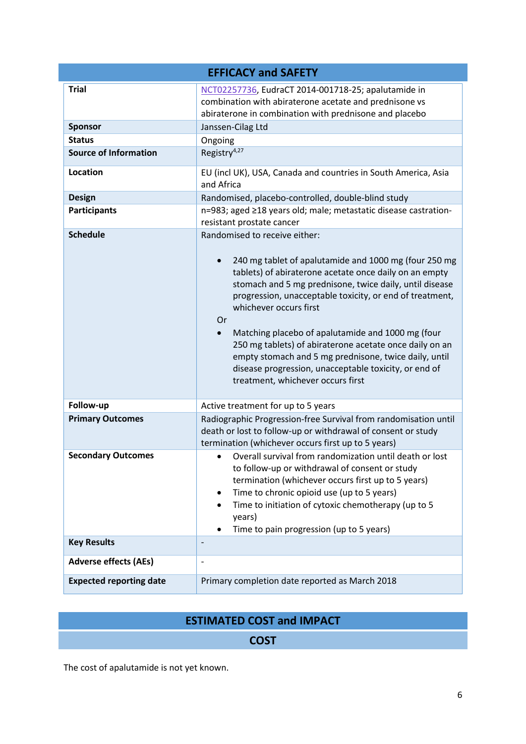## EFFICACY and SAFETY

| | |
|---|---|
| **Trial** | NCT02257736, EudraCT 2014-001718-25; apalutamide in combination with abiraterone acetate and prednisone vs abiraterone in combination with prednisone and placebo |
| **Sponsor** | Janssen-Cilag Ltd |
| **Status** | Ongoing |
| **Source of Information** | Registry[4,27] |
| **Location** | EU (incl UK), USA, Canada and countries in South America, Asia and Africa |
| **Design** | Randomised, placebo-controlled, double-blind study |
| **Participants** | n=983; aged ≥18 years old; male; metastatic disease castration-resistant prostate cancer |
| **Schedule** | Randomised to receive either: <br><br>• 240 mg tablet of apalutamide and 1000 mg (four 250 mg tablets) of abiraterone acetate once daily on an empty stomach and 5 mg prednisone, twice daily, until disease progression, unacceptable toxicity, or end of treatment, whichever occurs first <br>Or <br>• Matching placebo of apalutamide and 1000 mg (four 250 mg tablets) of abiraterone acetate once daily on an empty stomach and 5 mg prednisone, twice daily, until disease progression, unacceptable toxicity, or end of treatment, whichever occurs first |
| **Follow-up** | Active treatment for up to 5 years |
| **Primary Outcomes** | Radiographic Progression-free Survival from randomisation until death or lost to follow-up or withdrawal of consent or study termination (whichever occurs first up to 5 years) |
| **Secondary Outcomes** | • Overall survival from randomization until death or lost to follow-up or withdrawal of consent or study termination (whichever occurs first up to 5 years) <br>• Time to chronic opioid use (up to 5 years) <br>• Time to initiation of cytoxic chemotherapy (up to 5 years) <br>• Time to pain progression (up to 5 years) |
| **Key Results** | - |
| **Adverse effects (AEs)** | - |
| **Expected reporting date** | Primary completion date reported as March 2018 |

## ESTIMATED COST and IMPACT

### COST

The cost of apalutamide is not yet known.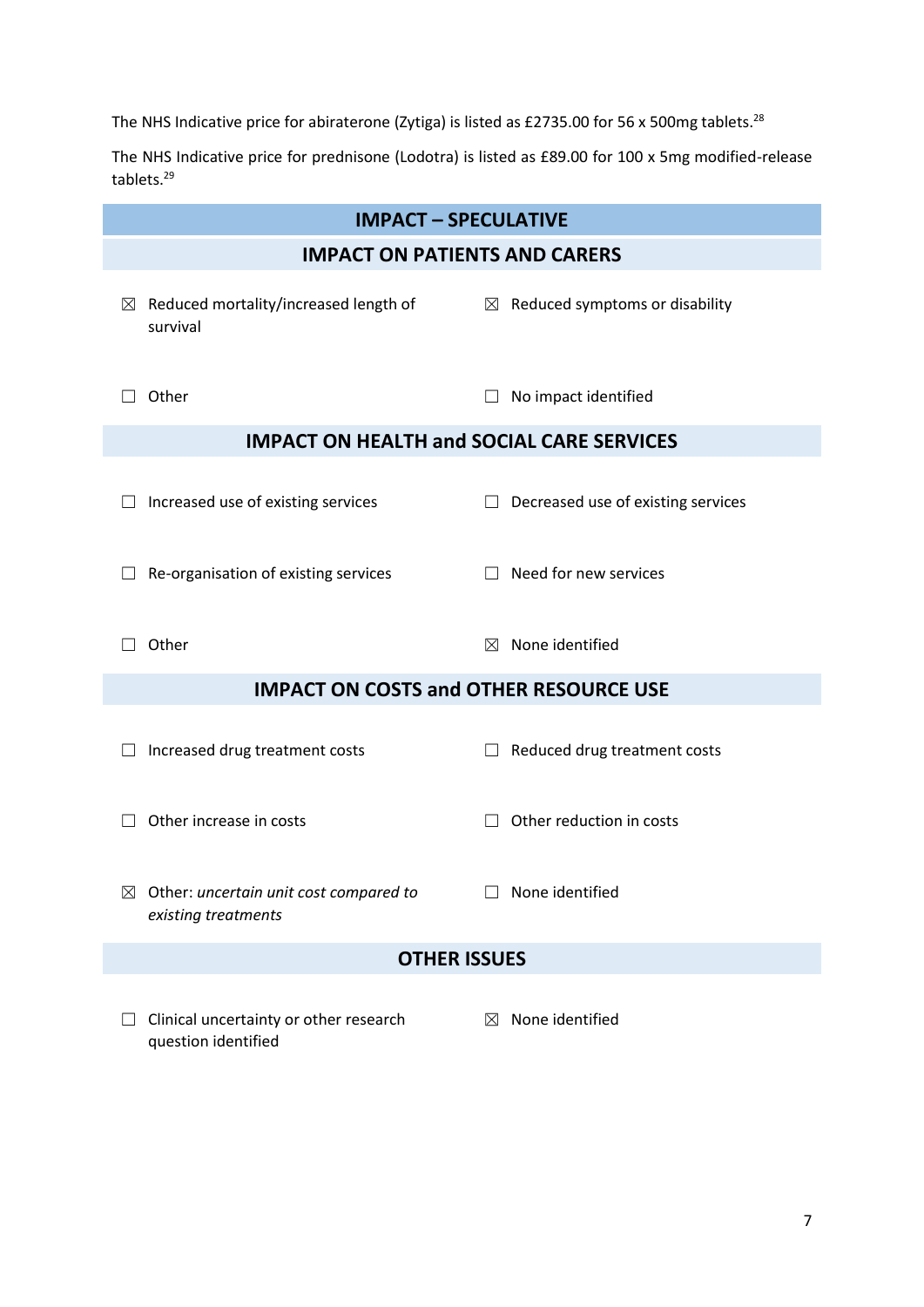The NHS Indicative price for abiraterone (Zytiga) is listed as £2735.00 for 56 x 500mg tablets.[28]

The NHS Indicative price for prednisone (Lodotra) is listed as £89.00 for 100 x 5mg modified-release tablets.[29]

## IMPACT – SPECULATIVE

### IMPACT ON PATIENTS AND CARERS

| | |
|---|---|
| ☒ Reduced mortality/increased length of survival | ☒ Reduced symptoms or disability |
| ☐ Other | ☐ No impact identified |

### IMPACT ON HEALTH and SOCIAL CARE SERVICES

| | |
|---|---|
| ☐ Increased use of existing services | ☐ Decreased use of existing services |
| ☐ Re-organisation of existing services | ☐ Need for new services |
| ☐ Other | ☒ None identified |

### IMPACT ON COSTS and OTHER RESOURCE USE

| | |
|---|---|
| ☐ Increased drug treatment costs | ☐ Reduced drug treatment costs |
| ☐ Other increase in costs | ☐ Other reduction in costs |
| ☒ Other: *uncertain unit cost compared to existing treatments* | ☐ None identified |

### OTHER ISSUES

| | |
|---|---|
| ☐ Clinical uncertainty or other research question identified | ☒ None identified |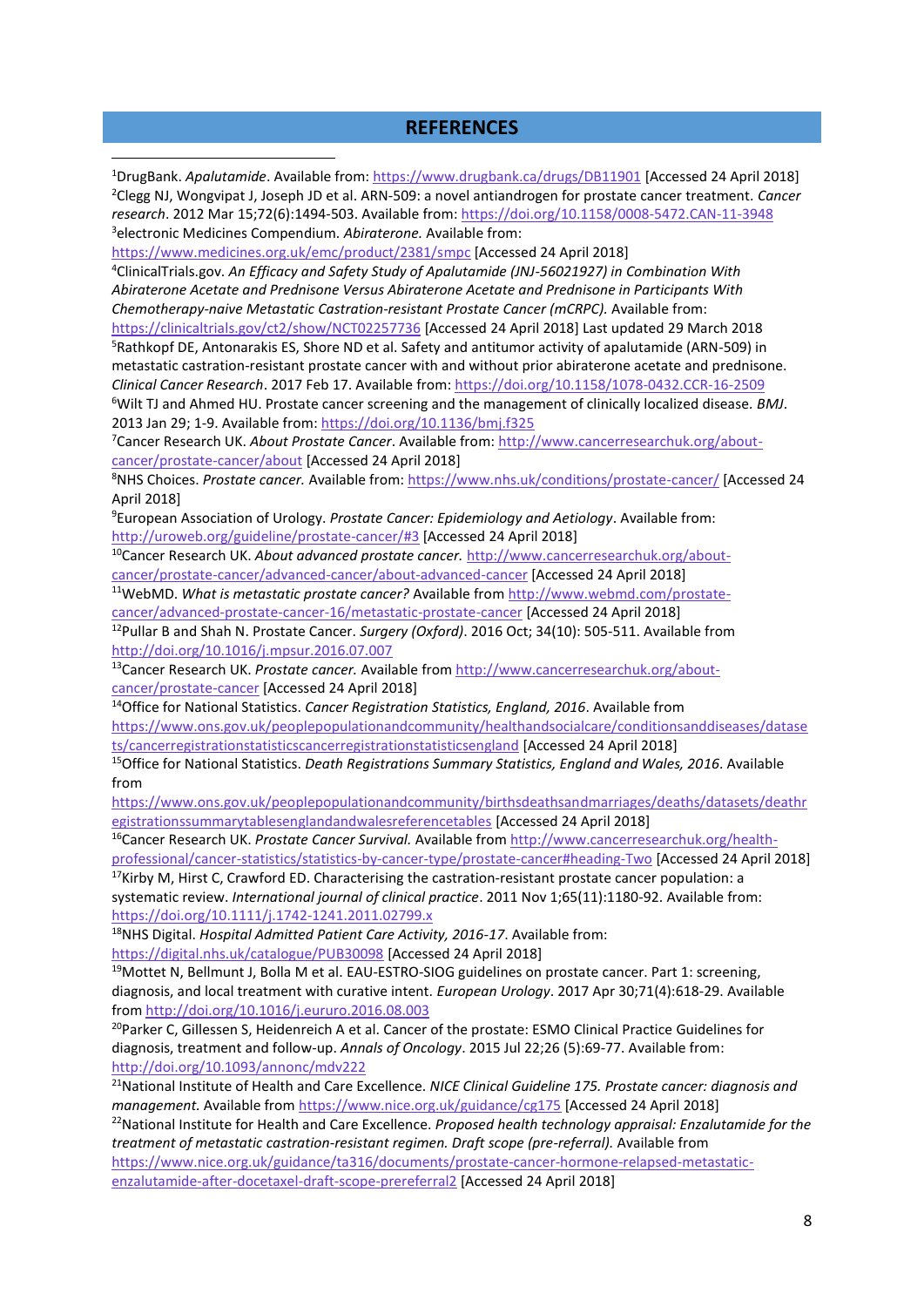## REFERENCES

[1]DrugBank. *Apalutamide*. Available from: https://www.drugbank.ca/drugs/DB11901 [Accessed 24 April 2018]

[2]Clegg NJ, Wongvipat J, Joseph JD et al. ARN-509: a novel antiandrogen for prostate cancer treatment. *Cancer research*. 2012 Mar 15;72(6):1494-503. Available from: https://doi.org/10.1158/0008-5472.CAN-11-3948

[3]electronic Medicines Compendium. *Abiraterone.* Available from: https://www.medicines.org.uk/emc/product/2381/smpc [Accessed 24 April 2018]

[4]ClinicalTrials.gov. *An Efficacy and Safety Study of Apalutamide (JNJ-56021927) in Combination With Abiraterone Acetate and Prednisone Versus Abiraterone Acetate and Prednisone in Participants With Chemotherapy-naive Metastatic Castration-resistant Prostate Cancer (mCRPC).* Available from: https://clinicaltrials.gov/ct2/show/NCT02257736 [Accessed 24 April 2018] Last updated 29 March 2018

[5]Rathkopf DE, Antonarakis ES, Shore ND et al. Safety and antitumor activity of apalutamide (ARN-509) in metastatic castration-resistant prostate cancer with and without prior abiraterone acetate and prednisone. *Clinical Cancer Research*. 2017 Feb 17. Available from: https://doi.org/10.1158/1078-0432.CCR-16-2509

[6]Wilt TJ and Ahmed HU. Prostate cancer screening and the management of clinically localized disease. *BMJ*. 2013 Jan 29; 1-9. Available from: https://doi.org/10.1136/bmj.f325

[7]Cancer Research UK. *About Prostate Cancer*. Available from: http://www.cancerresearchuk.org/about-cancer/prostate-cancer/about [Accessed 24 April 2018]

[8]NHS Choices. *Prostate cancer.* Available from: https://www.nhs.uk/conditions/prostate-cancer/ [Accessed 24 April 2018]

[9]European Association of Urology. *Prostate Cancer: Epidemiology and Aetiology*. Available from: http://uroweb.org/guideline/prostate-cancer/#3 [Accessed 24 April 2018]

[10]Cancer Research UK. *About advanced prostate cancer.* http://www.cancerresearchuk.org/about-cancer/prostate-cancer/advanced-cancer/about-advanced-cancer [Accessed 24 April 2018]

[11]WebMD. *What is metastatic prostate cancer?* Available from http://www.webmd.com/prostate-cancer/advanced-prostate-cancer-16/metastatic-prostate-cancer [Accessed 24 April 2018]

[12]Pullar B and Shah N. Prostate Cancer. *Surgery (Oxford)*. 2016 Oct; 34(10): 505-511. Available from http://doi.org/10.1016/j.mpsur.2016.07.007

[13]Cancer Research UK. *Prostate cancer.* Available from http://www.cancerresearchuk.org/about-cancer/prostate-cancer [Accessed 24 April 2018]

[14]Office for National Statistics. *Cancer Registration Statistics, England, 2016*. Available from https://www.ons.gov.uk/peoplepopulationandcommunity/healthandsocialcare/conditionsanddiseases/datasets/cancerregistrationstatisticscancerregistrationstatisticsengland [Accessed 24 April 2018]

[15]Office for National Statistics. *Death Registrations Summary Statistics, England and Wales, 2016*. Available from https://www.ons.gov.uk/peoplepopulationandcommunity/birthsdeathsandmarriages/deaths/datasets/deathregistrationssummarytablesenglandandwalesreferencetables [Accessed 24 April 2018]

[16]Cancer Research UK. *Prostate Cancer Survival.* Available from http://www.cancerresearchuk.org/health-professional/cancer-statistics/statistics-by-cancer-type/prostate-cancer#heading-Two [Accessed 24 April 2018]

[17]Kirby M, Hirst C, Crawford ED. Characterising the castration-resistant prostate cancer population: a systematic review. *International journal of clinical practice*. 2011 Nov 1;65(11):1180-92. Available from: https://doi.org/10.1111/j.1742-1241.2011.02799.x

[18]NHS Digital. *Hospital Admitted Patient Care Activity, 2016-17*. Available from: https://digital.nhs.uk/catalogue/PUB30098 [Accessed 24 April 2018]

[19]Mottet N, Bellmunt J, Bolla M et al. EAU-ESTRO-SIOG guidelines on prostate cancer. Part 1: screening, diagnosis, and local treatment with curative intent. *European Urology*. 2017 Apr 30;71(4):618-29. Available from http://doi.org/10.1016/j.eururo.2016.08.003

[20]Parker C, Gillessen S, Heidenreich A et al. Cancer of the prostate: ESMO Clinical Practice Guidelines for diagnosis, treatment and follow-up. *Annals of Oncology*. 2015 Jul 22;26 (5):69-77. Available from: http://doi.org/10.1093/annonc/mdv222

[21]National Institute of Health and Care Excellence. *NICE Clinical Guideline 175. Prostate cancer: diagnosis and management.* Available from https://www.nice.org.uk/guidance/cg175 [Accessed 24 April 2018]

[22]National Institute for Health and Care Excellence. *Proposed health technology appraisal: Enzalutamide for the treatment of metastatic castration-resistant regimen. Draft scope (pre-referral).* Available from https://www.nice.org.uk/guidance/ta316/documents/prostate-cancer-hormone-relapsed-metastatic-enzalutamide-after-docetaxel-draft-scope-prereferral2 [Accessed 24 April 2018]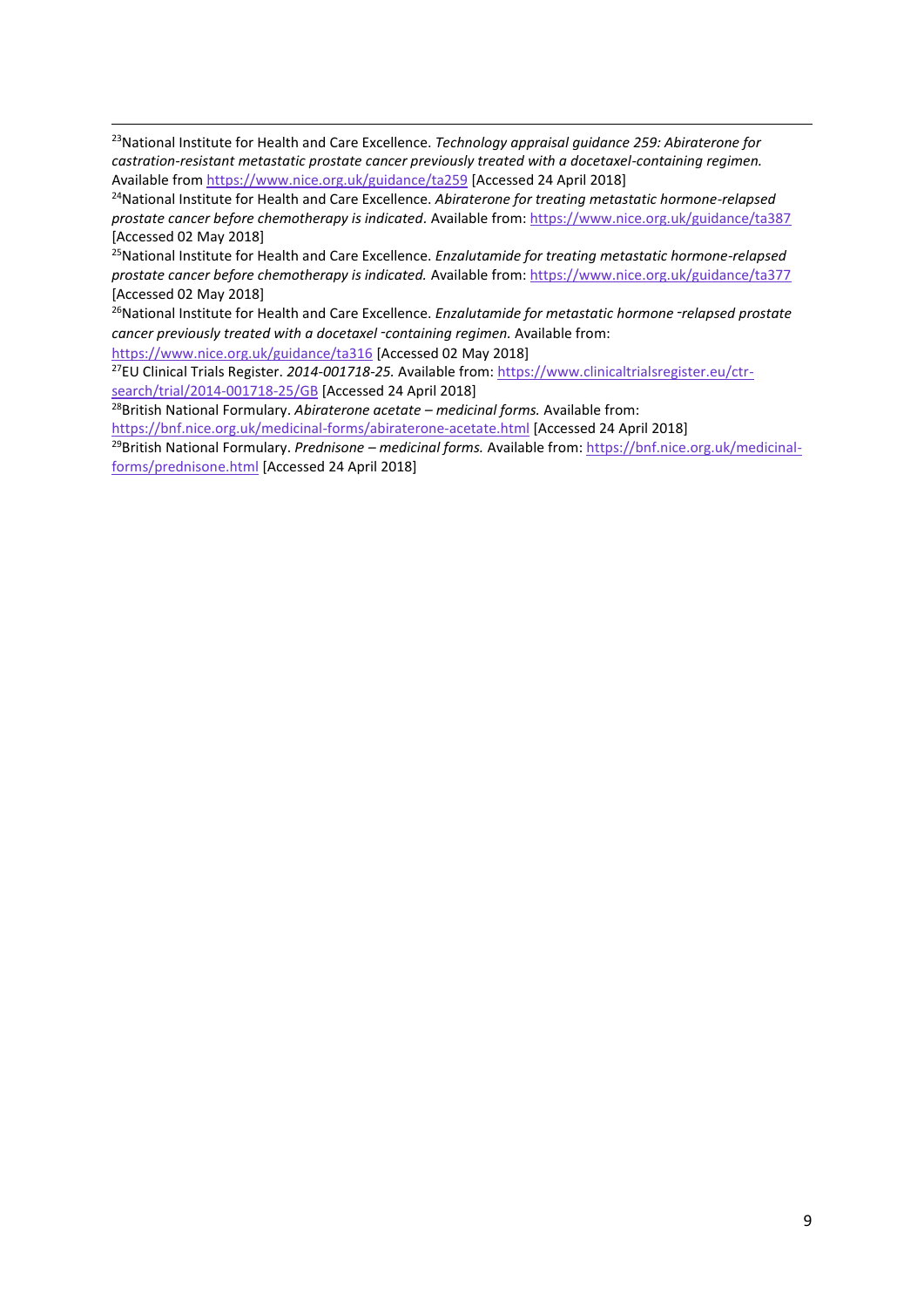[23]National Institute for Health and Care Excellence. *Technology appraisal guidance 259: Abiraterone for castration-resistant metastatic prostate cancer previously treated with a docetaxel-containing regimen.* Available from https://www.nice.org.uk/guidance/ta259 [Accessed 24 April 2018]

[24]National Institute for Health and Care Excellence. *Abiraterone for treating metastatic hormone-relapsed prostate cancer before chemotherapy is indicated*. Available from: https://www.nice.org.uk/guidance/ta387 [Accessed 02 May 2018]

[25]National Institute for Health and Care Excellence. *Enzalutamide for treating metastatic hormone-relapsed prostate cancer before chemotherapy is indicated.* Available from: https://www.nice.org.uk/guidance/ta377 [Accessed 02 May 2018]

[26]National Institute for Health and Care Excellence. *Enzalutamide for metastatic hormone-relapsed prostate cancer previously treated with a docetaxel-containing regimen.* Available from: https://www.nice.org.uk/guidance/ta316 [Accessed 02 May 2018]

[27]EU Clinical Trials Register. *2014-001718-25.* Available from: https://www.clinicaltrialsregister.eu/ctr-search/trial/2014-001718-25/GB [Accessed 24 April 2018]

[28]British National Formulary. *Abiraterone acetate – medicinal forms.* Available from: https://bnf.nice.org.uk/medicinal-forms/abiraterone-acetate.html [Accessed 24 April 2018]

[29]British National Formulary. *Prednisone – medicinal forms.* Available from: https://bnf.nice.org.uk/medicinal-forms/prednisone.html [Accessed 24 April 2018]